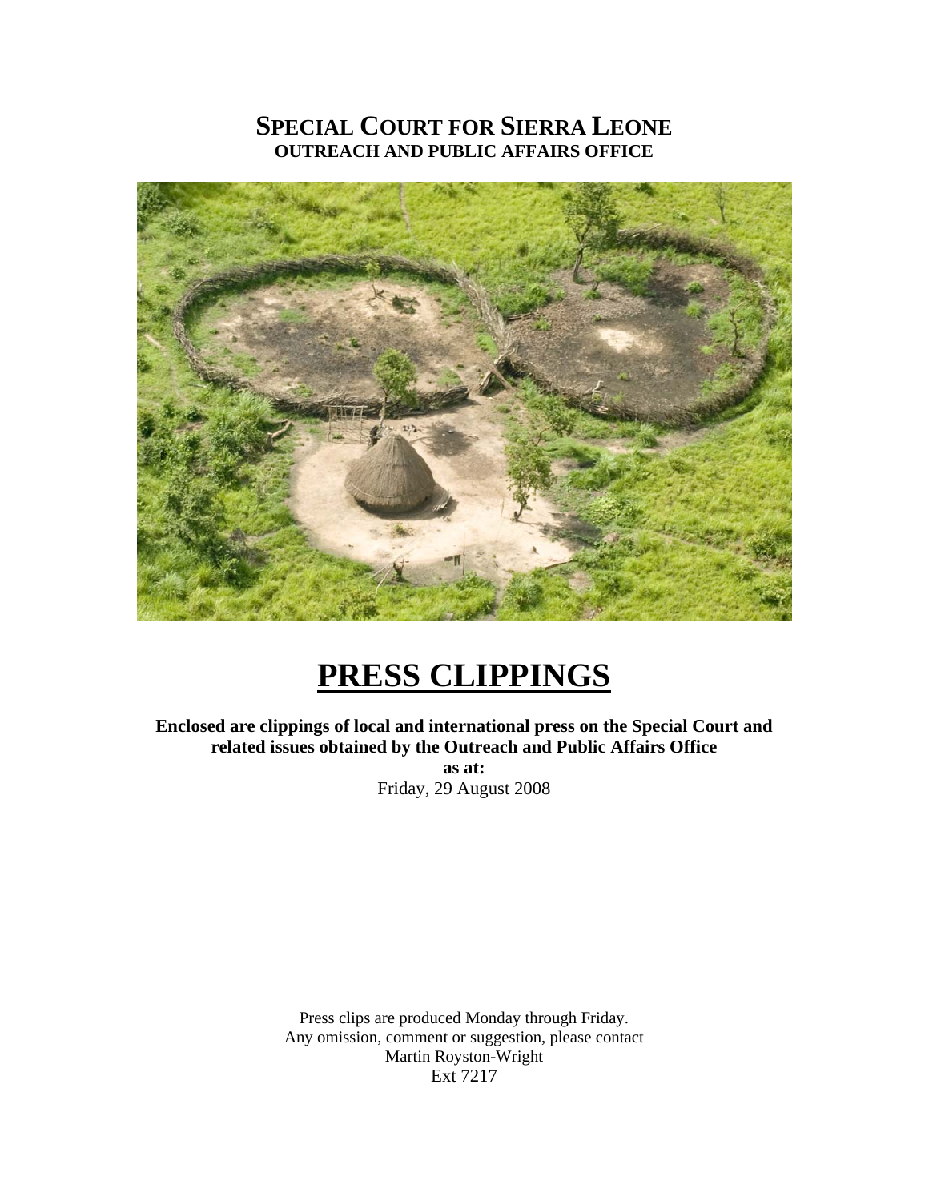# SPECIAL COURT FOR SIERRA LEONE
## OUTREACH AND PUBLIC AFFAIRS OFFICE

# PRESS CLIPPINGS

**Enclosed are clippings of local and international press on the Special Court and related issues obtained by the Outreach and Public Affairs Office**

**as at:**

Friday, 29 August 2008

Press clips are produced Monday through Friday.
Any omission, comment or suggestion, please contact
Martin Royston-Wright
Ext 7217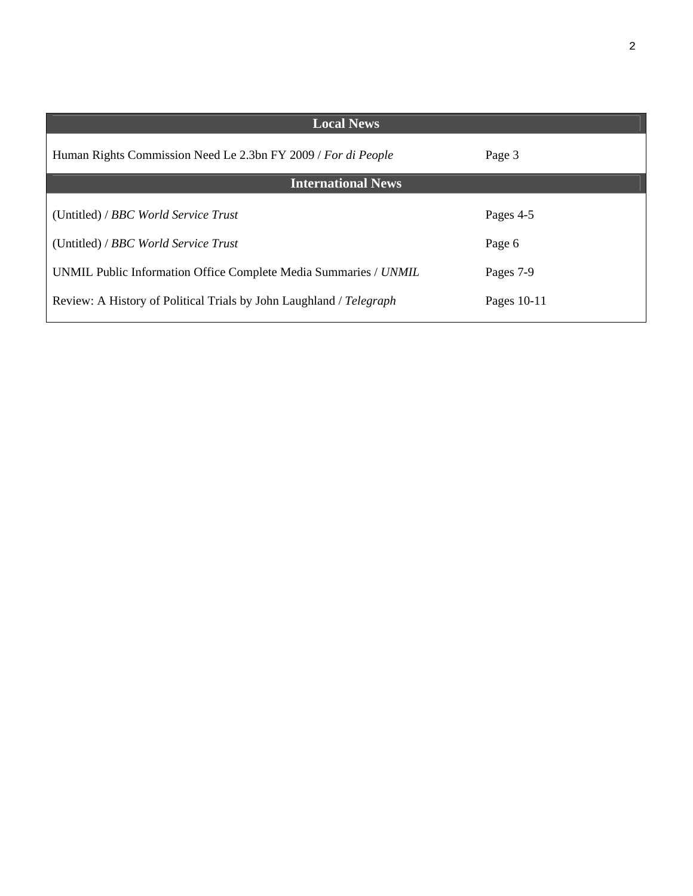| Local News | |
|---|---|
| Human Rights Commission Need Le 2.3bn FY 2009 / *For di People* | Page 3 |
| **International News** | |
| (Untitled) / *BBC World Service Trust* | Pages 4-5 |
| (Untitled) / *BBC World Service Trust* | Page 6 |
| UNMIL Public Information Office Complete Media Summaries / *UNMIL* | Pages 7-9 |
| Review: A History of Political Trials by John Laughland / *Telegraph* | Pages 10-11 |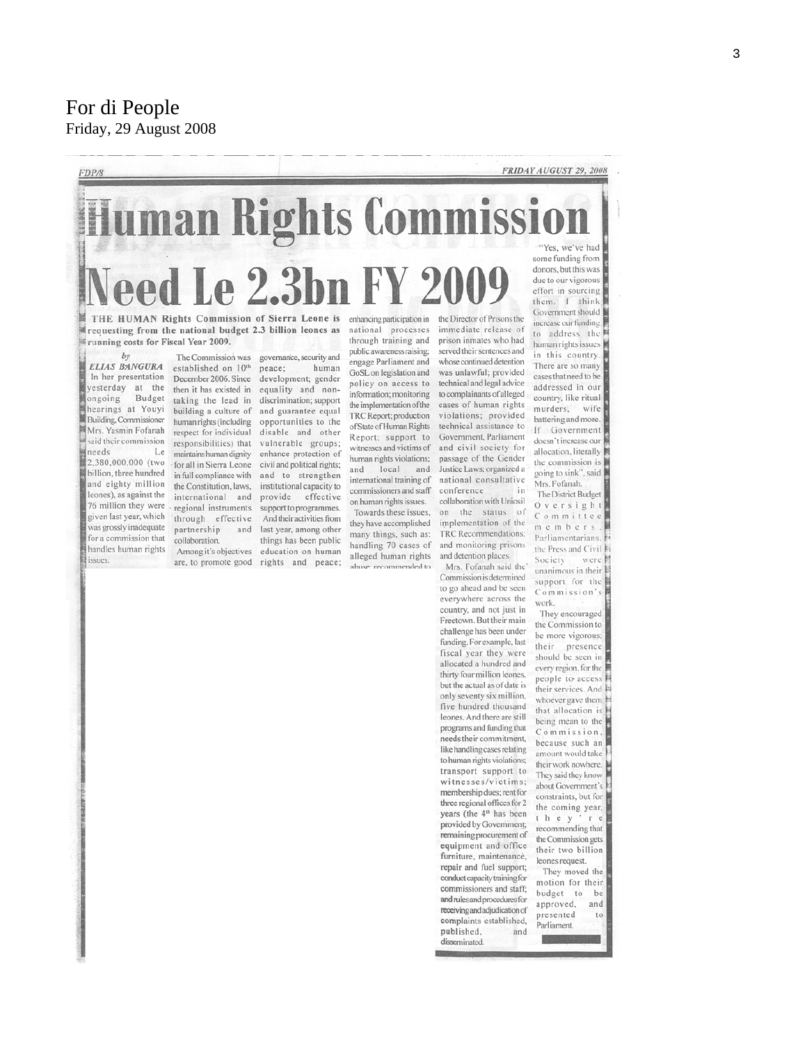For di People
Friday, 29 August 2008

FDP/8 FRIDAY AUGUST 29, 2008

# Human Rights Commission Need Le 2.3bn FY 2009

**THE HUMAN Rights Commission of Sierra Leone is requesting from the national budget 2.3 billion leones as running costs for Fiscal Year 2009.**

*by*
***ELIAS BANGURA***

In her presentation yesterday at the ongoing Budget hearings at Youyi Building, Commissioner Mrs. Yasmin Fofanah said their commission needs Le 2,380,000,000 (two billion, three hundred and eighty million leones), as against the 76 million they were given last year, which was grossly inadequate for a commission that handles human rights issues.

The Commission was established on 10th December 2006. Since then it has existed in taking the lead in building a culture of human rights (including respect for individual responsibilities) that maintains human dignity for all in Sierra Leone in full compliance with the Constitution, laws, international and regional instruments through effective partnership and collaboration.

Among it's objectives are, to promote good governance, security and peace; human development; gender equality and non-discrimination; support and guarantee equal opportunities to the disable and other vulnerable groups; enhance protection of civil and political rights; and to strengthen institutional capacity to provide effective support to programmes.

And their activities from last year, among other things has been public education on human rights and peace; enhancing participation in national processes through training and public awareness raising; engage Parliament and GoSL on legislation and policy on access to information; monitoring the implementation of the TRC Report; production of State of Human Rights Report; support to witnesses and victims of human rights violations; and local and international training of commissioners and staff on human rights issues.

Towards these issues, they have accomplished many things, such as: handling 70 cases of alleged human rights abuse, recommended to the Director of Prisons the immediate release of prison inmates who had served their sentences and whose continued detention was unlawful; provided technical and legal advice to complainants of alleged cases of human rights violations; provided technical assistance to Government, Parliament and civil society for passage of the Gender Justice Laws; organized a national consultative conference in collaboration with Uniosil on the status of implementation of the TRC Recommendations; and monitoring prisons and detention places.

Mrs. Fofanah said the Commission is determined to go ahead and be seen everywhere across the country, and not just in Freetown. But their main challenge has been under funding. For example, last fiscal year they were allocated a hundred and thirty four million leones, but the actual as of date is only seventy six million, five hundred thousand leones. And there are still programs and funding that needs their commitment, like handling cases relating to human rights violations; transport support to witnesses/victims; membership dues; rent for three regional offices for 2 years (the 4th has been provided by Government; remaining procurement of equipment and office furniture, maintenance, repair and fuel support; conduct capacity training for commissioners and staff; and rules and procedures for receiving and adjudication of complaints established, published, and disseminated.

"Yes, we've had some funding from donors, but this was due to our vigorous effort in sourcing them. I think Government should increase our funding to address the human rights issues in this country. There are so many cases that need to be addressed in our country, like ritual murders, wife battering and more. If Government doesn't increase our allocation, literally the commission is going to sink", said Mrs. Fofanah.

The District Budget Oversight Committee members, Parliamentarians, the Press and Civil Society were unanimous in their support for the Commission's work.

They encouraged the Commission to be more vigorous; their presence should be seen in every region, for the people to access their services. And whoever gave them that allocation is being mean to the Commission, because such an amount would take their work nowhere. They said they know about Government's constraints, but for the coming year, they're recommending that the Commission gets their two billion leones request.

They moved the motion for their budget to be approved, and presented to Parliament.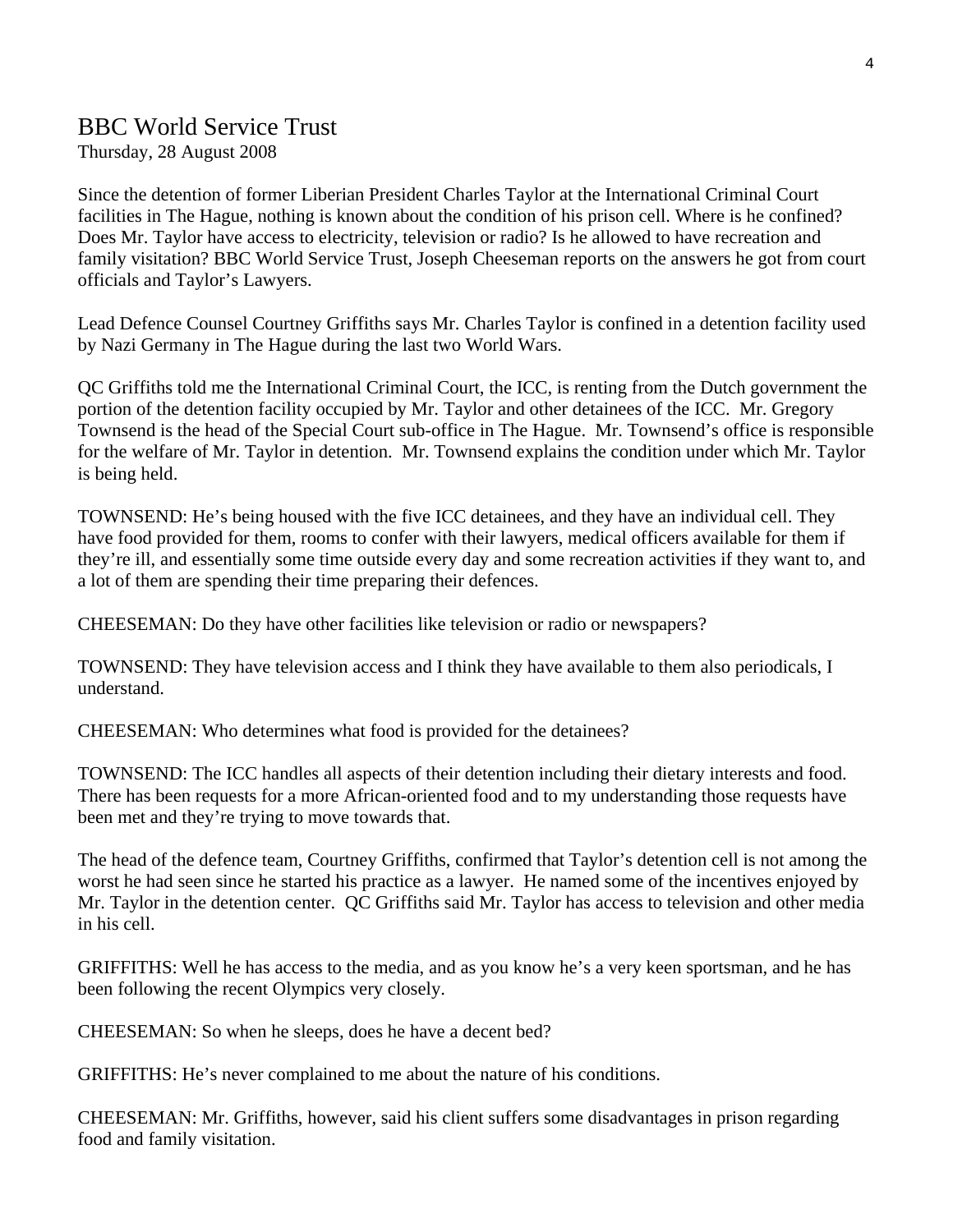## BBC World Service Trust

Thursday, 28 August 2008

Since the detention of former Liberian President Charles Taylor at the International Criminal Court facilities in The Hague, nothing is known about the condition of his prison cell. Where is he confined? Does Mr. Taylor have access to electricity, television or radio? Is he allowed to have recreation and family visitation? BBC World Service Trust, Joseph Cheeseman reports on the answers he got from court officials and Taylor's Lawyers.

Lead Defence Counsel Courtney Griffiths says Mr. Charles Taylor is confined in a detention facility used by Nazi Germany in The Hague during the last two World Wars.

QC Griffiths told me the International Criminal Court, the ICC, is renting from the Dutch government the portion of the detention facility occupied by Mr. Taylor and other detainees of the ICC. Mr. Gregory Townsend is the head of the Special Court sub-office in The Hague. Mr. Townsend's office is responsible for the welfare of Mr. Taylor in detention. Mr. Townsend explains the condition under which Mr. Taylor is being held.

TOWNSEND: He's being housed with the five ICC detainees, and they have an individual cell. They have food provided for them, rooms to confer with their lawyers, medical officers available for them if they're ill, and essentially some time outside every day and some recreation activities if they want to, and a lot of them are spending their time preparing their defences.

CHEESEMAN: Do they have other facilities like television or radio or newspapers?

TOWNSEND: They have television access and I think they have available to them also periodicals, I understand.

CHEESEMAN: Who determines what food is provided for the detainees?

TOWNSEND: The ICC handles all aspects of their detention including their dietary interests and food. There has been requests for a more African-oriented food and to my understanding those requests have been met and they're trying to move towards that.

The head of the defence team, Courtney Griffiths, confirmed that Taylor's detention cell is not among the worst he had seen since he started his practice as a lawyer. He named some of the incentives enjoyed by Mr. Taylor in the detention center. QC Griffiths said Mr. Taylor has access to television and other media in his cell.

GRIFFITHS: Well he has access to the media, and as you know he's a very keen sportsman, and he has been following the recent Olympics very closely.

CHEESEMAN: So when he sleeps, does he have a decent bed?

GRIFFITHS: He's never complained to me about the nature of his conditions.

CHEESEMAN: Mr. Griffiths, however, said his client suffers some disadvantages in prison regarding food and family visitation.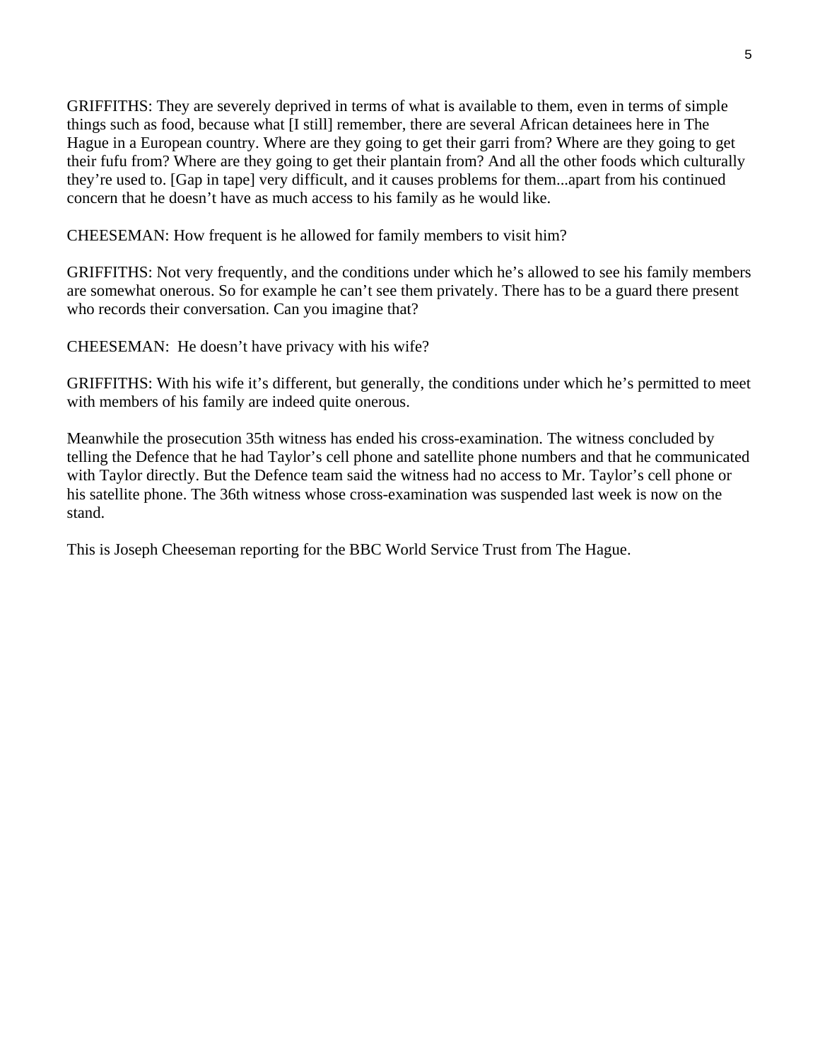GRIFFITHS: They are severely deprived in terms of what is available to them, even in terms of simple things such as food, because what [I still] remember, there are several African detainees here in The Hague in a European country. Where are they going to get their garri from? Where are they going to get their fufu from? Where are they going to get their plantain from? And all the other foods which culturally they're used to. [Gap in tape] very difficult, and it causes problems for them...apart from his continued concern that he doesn't have as much access to his family as he would like.

CHEESEMAN: How frequent is he allowed for family members to visit him?

GRIFFITHS: Not very frequently, and the conditions under which he's allowed to see his family members are somewhat onerous. So for example he can't see them privately. There has to be a guard there present who records their conversation. Can you imagine that?

CHEESEMAN: He doesn't have privacy with his wife?

GRIFFITHS: With his wife it's different, but generally, the conditions under which he's permitted to meet with members of his family are indeed quite onerous.

Meanwhile the prosecution 35th witness has ended his cross-examination. The witness concluded by telling the Defence that he had Taylor's cell phone and satellite phone numbers and that he communicated with Taylor directly. But the Defence team said the witness had no access to Mr. Taylor's cell phone or his satellite phone. The 36th witness whose cross-examination was suspended last week is now on the stand.

This is Joseph Cheeseman reporting for the BBC World Service Trust from The Hague.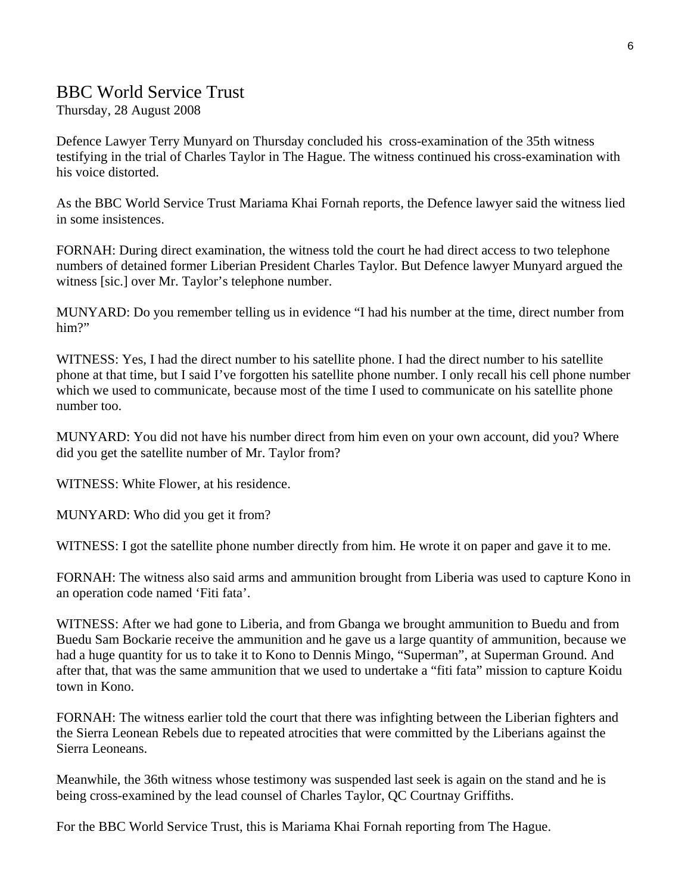## BBC World Service Trust

Thursday, 28 August 2008

Defence Lawyer Terry Munyard on Thursday concluded his cross-examination of the 35th witness testifying in the trial of Charles Taylor in The Hague. The witness continued his cross-examination with his voice distorted.

As the BBC World Service Trust Mariama Khai Fornah reports, the Defence lawyer said the witness lied in some insistences.

FORNAH: During direct examination, the witness told the court he had direct access to two telephone numbers of detained former Liberian President Charles Taylor. But Defence lawyer Munyard argued the witness [sic.] over Mr. Taylor's telephone number.

MUNYARD: Do you remember telling us in evidence "I had his number at the time, direct number from him?"

WITNESS: Yes, I had the direct number to his satellite phone. I had the direct number to his satellite phone at that time, but I said I've forgotten his satellite phone number. I only recall his cell phone number which we used to communicate, because most of the time I used to communicate on his satellite phone number too.

MUNYARD: You did not have his number direct from him even on your own account, did you? Where did you get the satellite number of Mr. Taylor from?

WITNESS: White Flower, at his residence.

MUNYARD: Who did you get it from?

WITNESS: I got the satellite phone number directly from him. He wrote it on paper and gave it to me.

FORNAH: The witness also said arms and ammunition brought from Liberia was used to capture Kono in an operation code named 'Fiti fata'.

WITNESS: After we had gone to Liberia, and from Gbanga we brought ammunition to Buedu and from Buedu Sam Bockarie receive the ammunition and he gave us a large quantity of ammunition, because we had a huge quantity for us to take it to Kono to Dennis Mingo, "Superman", at Superman Ground. And after that, that was the same ammunition that we used to undertake a "fiti fata" mission to capture Koidu town in Kono.

FORNAH: The witness earlier told the court that there was infighting between the Liberian fighters and the Sierra Leonean Rebels due to repeated atrocities that were committed by the Liberians against the Sierra Leoneans.

Meanwhile, the 36th witness whose testimony was suspended last seek is again on the stand and he is being cross-examined by the lead counsel of Charles Taylor, QC Courtnay Griffiths.

For the BBC World Service Trust, this is Mariama Khai Fornah reporting from The Hague.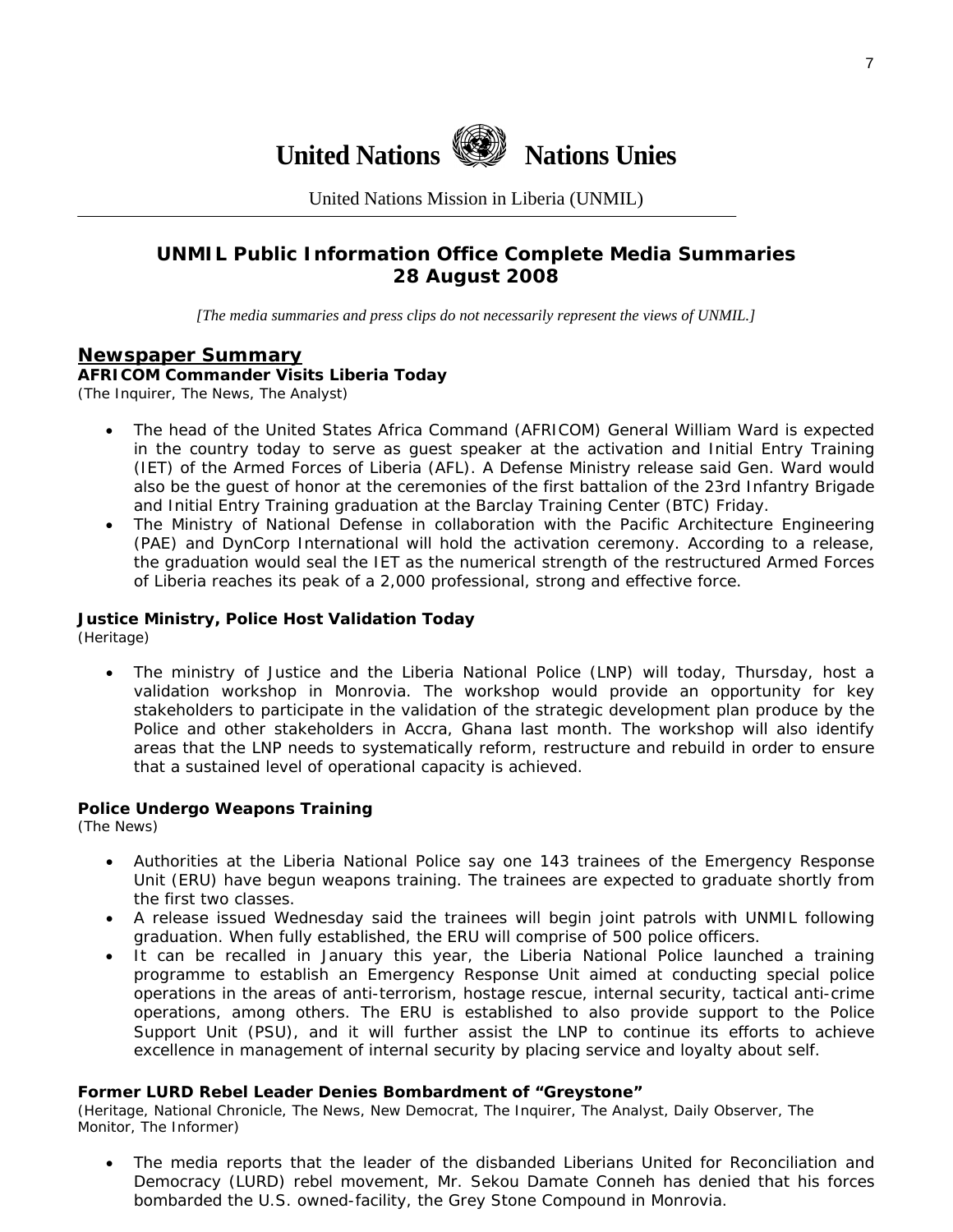United Nations Nations Unies

United Nations Mission in Liberia (UNMIL)

## UNMIL Public Information Office Complete Media Summaries 28 August 2008

*[The media summaries and press clips do not necessarily represent the views of UNMIL.]*

## Newspaper Summary

### AFRICOM Commander Visits Liberia Today

(The Inquirer, The News, The Analyst)

- The head of the United States Africa Command (AFRICOM) General William Ward is expected in the country today to serve as guest speaker at the activation and Initial Entry Training (IET) of the Armed Forces of Liberia (AFL). A Defense Ministry release said Gen. Ward would also be the guest of honor at the ceremonies of the first battalion of the 23rd Infantry Brigade and Initial Entry Training graduation at the Barclay Training Center (BTC) Friday.
- The Ministry of National Defense in collaboration with the Pacific Architecture Engineering (PAE) and DynCorp International will hold the activation ceremony. According to a release, the graduation would seal the IET as the numerical strength of the restructured Armed Forces of Liberia reaches its peak of a 2,000 professional, strong and effective force.

### Justice Ministry, Police Host Validation Today

(Heritage)

- The ministry of Justice and the Liberia National Police (LNP) will today, Thursday, host a validation workshop in Monrovia. The workshop would provide an opportunity for key stakeholders to participate in the validation of the strategic development plan produce by the Police and other stakeholders in Accra, Ghana last month. The workshop will also identify areas that the LNP needs to systematically reform, restructure and rebuild in order to ensure that a sustained level of operational capacity is achieved.

### Police Undergo Weapons Training

(The News)

- Authorities at the Liberia National Police say one 143 trainees of the Emergency Response Unit (ERU) have begun weapons training. The trainees are expected to graduate shortly from the first two classes.
- A release issued Wednesday said the trainees will begin joint patrols with UNMIL following graduation. When fully established, the ERU will comprise of 500 police officers.
- It can be recalled in January this year, the Liberia National Police launched a training programme to establish an Emergency Response Unit aimed at conducting special police operations in the areas of anti-terrorism, hostage rescue, internal security, tactical anti-crime operations, among others. The ERU is established to also provide support to the Police Support Unit (PSU), and it will further assist the LNP to continue its efforts to achieve excellence in management of internal security by placing service and loyalty about self.

### Former LURD Rebel Leader Denies Bombardment of "Greystone"

(Heritage, National Chronicle, The News, New Democrat, The Inquirer, The Analyst, Daily Observer, The Monitor, The Informer)

- The media reports that the leader of the disbanded Liberians United for Reconciliation and Democracy (LURD) rebel movement, Mr. Sekou Damate Conneh has denied that his forces bombarded the U.S. owned-facility, the Grey Stone Compound in Monrovia.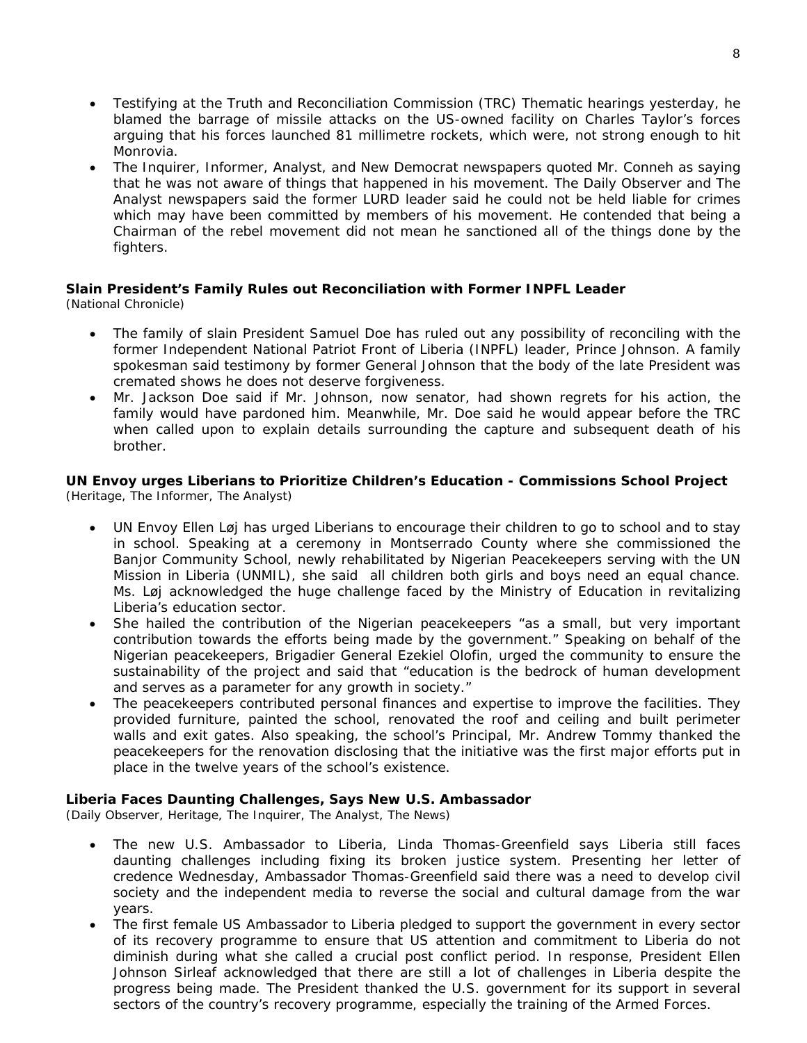- Testifying at the Truth and Reconciliation Commission (TRC) Thematic hearings yesterday, he blamed the barrage of missile attacks on the US-owned facility on Charles Taylor's forces arguing that his forces launched 81 millimetre rockets, which were, not strong enough to hit Monrovia.
- The Inquirer, Informer, Analyst, and New Democrat newspapers quoted Mr. Conneh as saying that he was not aware of things that happened in his movement. The Daily Observer and The Analyst newspapers said the former LURD leader said he could not be held liable for crimes which may have been committed by members of his movement. He contended that being a Chairman of the rebel movement did not mean he sanctioned all of the things done by the fighters.

**Slain President's Family Rules out Reconciliation with Former INPFL Leader**
*(National Chronicle)*

- The family of slain President Samuel Doe has ruled out any possibility of reconciling with the former Independent National Patriot Front of Liberia (INPFL) leader, Prince Johnson. A family spokesman said testimony by former General Johnson that the body of the late President was cremated shows he does not deserve forgiveness.
- Mr. Jackson Doe said if Mr. Johnson, now senator, had shown regrets for his action, the family would have pardoned him. Meanwhile, Mr. Doe said he would appear before the TRC when called upon to explain details surrounding the capture and subsequent death of his brother.

**UN Envoy urges Liberians to Prioritize Children's Education - Commissions School Project**
*(Heritage, The Informer, The Analyst)*

- UN Envoy Ellen Løj has urged Liberians to encourage their children to go to school and to stay in school. Speaking at a ceremony in Montserrado County where she commissioned the Banjor Community School, newly rehabilitated by Nigerian Peacekeepers serving with the UN Mission in Liberia (UNMIL), she said all children both girls and boys need an equal chance. Ms. Løj acknowledged the huge challenge faced by the Ministry of Education in revitalizing Liberia's education sector.
- She hailed the contribution of the Nigerian peacekeepers "as a small, but very important contribution towards the efforts being made by the government." Speaking on behalf of the Nigerian peacekeepers, Brigadier General Ezekiel Olofin, urged the community to ensure the sustainability of the project and said that "education is the bedrock of human development and serves as a parameter for any growth in society."
- The peacekeepers contributed personal finances and expertise to improve the facilities. They provided furniture, painted the school, renovated the roof and ceiling and built perimeter walls and exit gates. Also speaking, the school's Principal, Mr. Andrew Tommy thanked the peacekeepers for the renovation disclosing that the initiative was the first major efforts put in place in the twelve years of the school's existence.

**Liberia Faces Daunting Challenges, Says New U.S. Ambassador**
*(Daily Observer, Heritage, The Inquirer, The Analyst, The News)*

- The new U.S. Ambassador to Liberia, Linda Thomas-Greenfield says Liberia still faces daunting challenges including fixing its broken justice system. Presenting her letter of credence Wednesday, Ambassador Thomas-Greenfield said there was a need to develop civil society and the independent media to reverse the social and cultural damage from the war years.
- The first female US Ambassador to Liberia pledged to support the government in every sector of its recovery programme to ensure that US attention and commitment to Liberia do not diminish during what she called a crucial post conflict period. In response, President Ellen Johnson Sirleaf acknowledged that there are still a lot of challenges in Liberia despite the progress being made. The President thanked the U.S. government for its support in several sectors of the country's recovery programme, especially the training of the Armed Forces.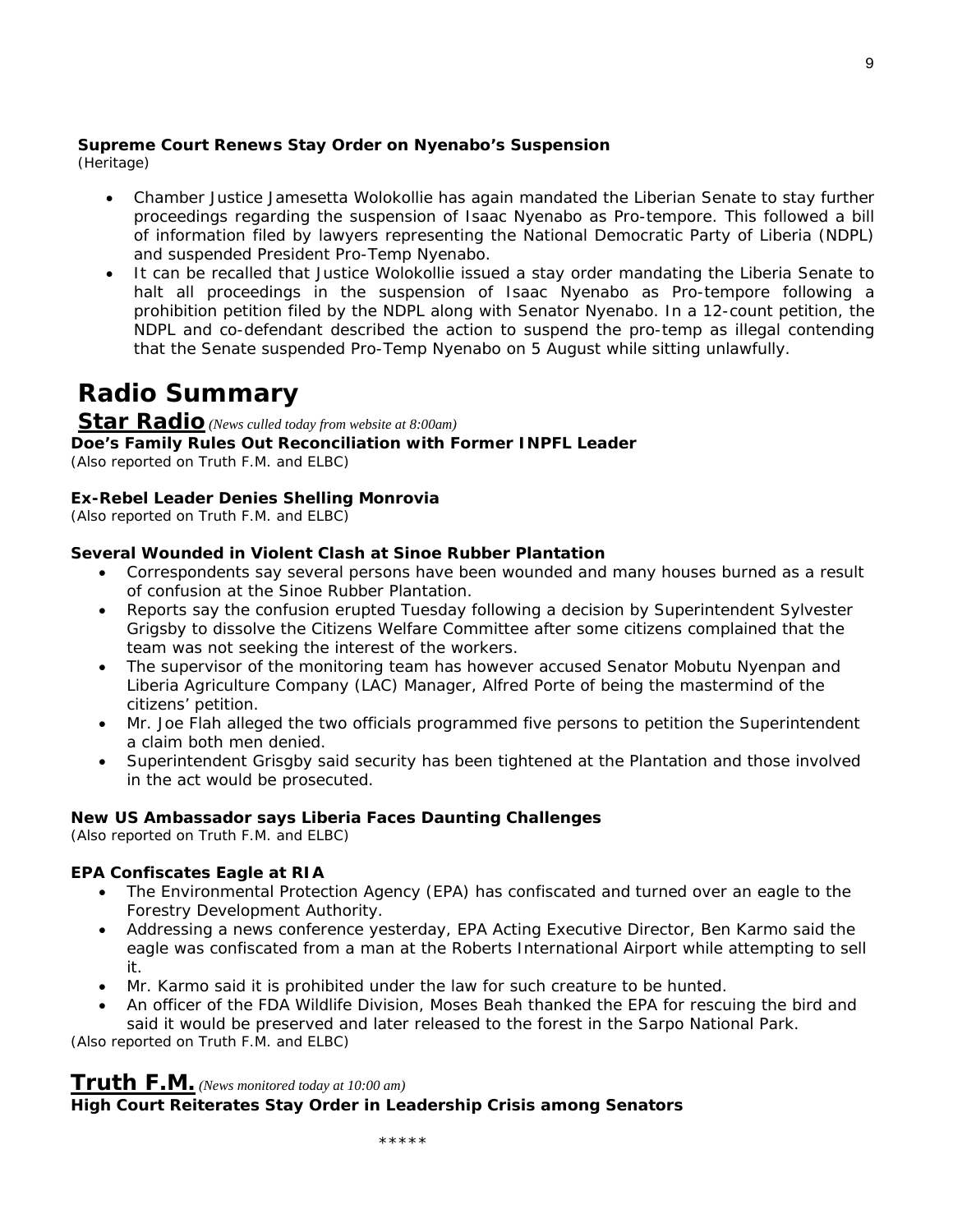**Supreme Court Renews Stay Order on Nyenabo's Suspension**
(Heritage)

- Chamber Justice Jamesetta Wolokollie has again mandated the Liberian Senate to stay further proceedings regarding the suspension of Isaac Nyenabo as Pro-tempore. This followed a bill of information filed by lawyers representing the National Democratic Party of Liberia (NDPL) and suspended President Pro-Temp Nyenabo.
- It can be recalled that Justice Wolokollie issued a stay order mandating the Liberia Senate to halt all proceedings in the suspension of Isaac Nyenabo as Pro-tempore following a prohibition petition filed by the NDPL along with Senator Nyenabo. In a 12-count petition, the NDPL and co-defendant described the action to suspend the pro-temp as illegal contending that the Senate suspended Pro-Temp Nyenabo on 5 August while sitting unlawfully.

# Radio Summary

## Star Radio *(News culled today from website at 8:00am)*

**Doe's Family Rules Out Reconciliation with Former INPFL Leader**
(Also reported on Truth F.M. and ELBC)

**Ex-Rebel Leader Denies Shelling Monrovia**
(Also reported on Truth F.M. and ELBC)

**Several Wounded in Violent Clash at Sinoe Rubber Plantation**

- Correspondents say several persons have been wounded and many houses burned as a result of confusion at the Sinoe Rubber Plantation.
- Reports say the confusion erupted Tuesday following a decision by Superintendent Sylvester Grigsby to dissolve the Citizens Welfare Committee after some citizens complained that the team was not seeking the interest of the workers.
- The supervisor of the monitoring team has however accused Senator Mobutu Nyenpan and Liberia Agriculture Company (LAC) Manager, Alfred Porte of being the mastermind of the citizens' petition.
- Mr. Joe Flah alleged the two officials programmed five persons to petition the Superintendent a claim both men denied.
- Superintendent Grisgby said security has been tightened at the Plantation and those involved in the act would be prosecuted.

**New US Ambassador says Liberia Faces Daunting Challenges**
(Also reported on Truth F.M. and ELBC)

**EPA Confiscates Eagle at RIA**

- The Environmental Protection Agency (EPA) has confiscated and turned over an eagle to the Forestry Development Authority.
- Addressing a news conference yesterday, EPA Acting Executive Director, Ben Karmo said the eagle was confiscated from a man at the Roberts International Airport while attempting to sell it.
- Mr. Karmo said it is prohibited under the law for such creature to be hunted.
- An officer of the FDA Wildlife Division, Moses Beah thanked the EPA for rescuing the bird and said it would be preserved and later released to the forest in the Sarpo National Park.

(Also reported on Truth F.M. and ELBC)

## Truth F.M. *(News monitored today at 10:00 am)*

**High Court Reiterates Stay Order in Leadership Crisis among Senators**

\*\*\*\*\*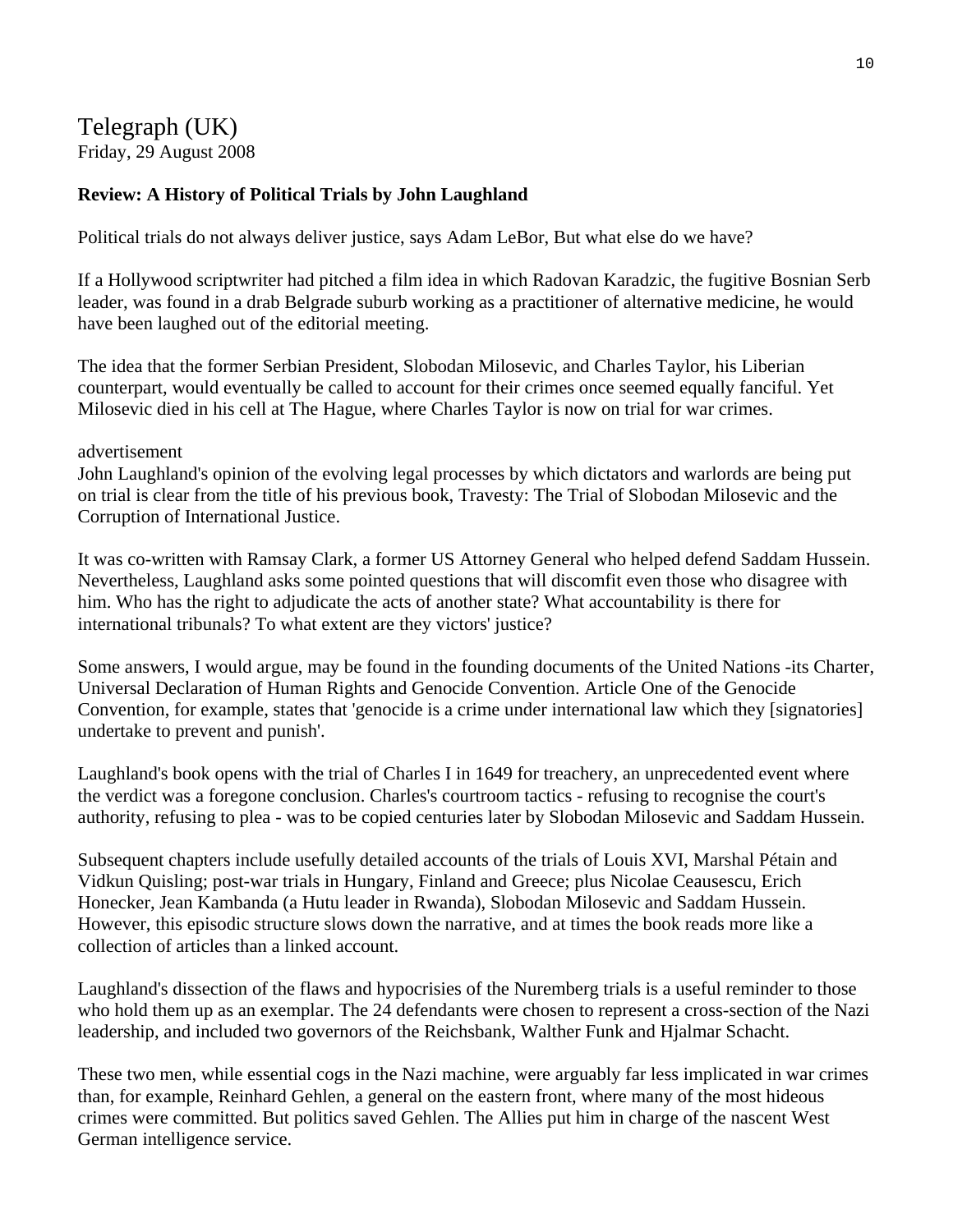# Telegraph (UK)

Friday, 29 August 2008

**Review: A History of Political Trials by John Laughland**

Political trials do not always deliver justice, says Adam LeBor, But what else do we have?

If a Hollywood scriptwriter had pitched a film idea in which Radovan Karadzic, the fugitive Bosnian Serb leader, was found in a drab Belgrade suburb working as a practitioner of alternative medicine, he would have been laughed out of the editorial meeting.

The idea that the former Serbian President, Slobodan Milosevic, and Charles Taylor, his Liberian counterpart, would eventually be called to account for their crimes once seemed equally fanciful. Yet Milosevic died in his cell at The Hague, where Charles Taylor is now on trial for war crimes.

advertisement

John Laughland's opinion of the evolving legal processes by which dictators and warlords are being put on trial is clear from the title of his previous book, Travesty: The Trial of Slobodan Milosevic and the Corruption of International Justice.

It was co-written with Ramsay Clark, a former US Attorney General who helped defend Saddam Hussein. Nevertheless, Laughland asks some pointed questions that will discomfit even those who disagree with him. Who has the right to adjudicate the acts of another state? What accountability is there for international tribunals? To what extent are they victors' justice?

Some answers, I would argue, may be found in the founding documents of the United Nations -its Charter, Universal Declaration of Human Rights and Genocide Convention. Article One of the Genocide Convention, for example, states that 'genocide is a crime under international law which they [signatories] undertake to prevent and punish'.

Laughland's book opens with the trial of Charles I in 1649 for treachery, an unprecedented event where the verdict was a foregone conclusion. Charles's courtroom tactics - refusing to recognise the court's authority, refusing to plea - was to be copied centuries later by Slobodan Milosevic and Saddam Hussein.

Subsequent chapters include usefully detailed accounts of the trials of Louis XVI, Marshal Pétain and Vidkun Quisling; post-war trials in Hungary, Finland and Greece; plus Nicolae Ceausescu, Erich Honecker, Jean Kambanda (a Hutu leader in Rwanda), Slobodan Milosevic and Saddam Hussein. However, this episodic structure slows down the narrative, and at times the book reads more like a collection of articles than a linked account.

Laughland's dissection of the flaws and hypocrisies of the Nuremberg trials is a useful reminder to those who hold them up as an exemplar. The 24 defendants were chosen to represent a cross-section of the Nazi leadership, and included two governors of the Reichsbank, Walther Funk and Hjalmar Schacht.

These two men, while essential cogs in the Nazi machine, were arguably far less implicated in war crimes than, for example, Reinhard Gehlen, a general on the eastern front, where many of the most hideous crimes were committed. But politics saved Gehlen. The Allies put him in charge of the nascent West German intelligence service.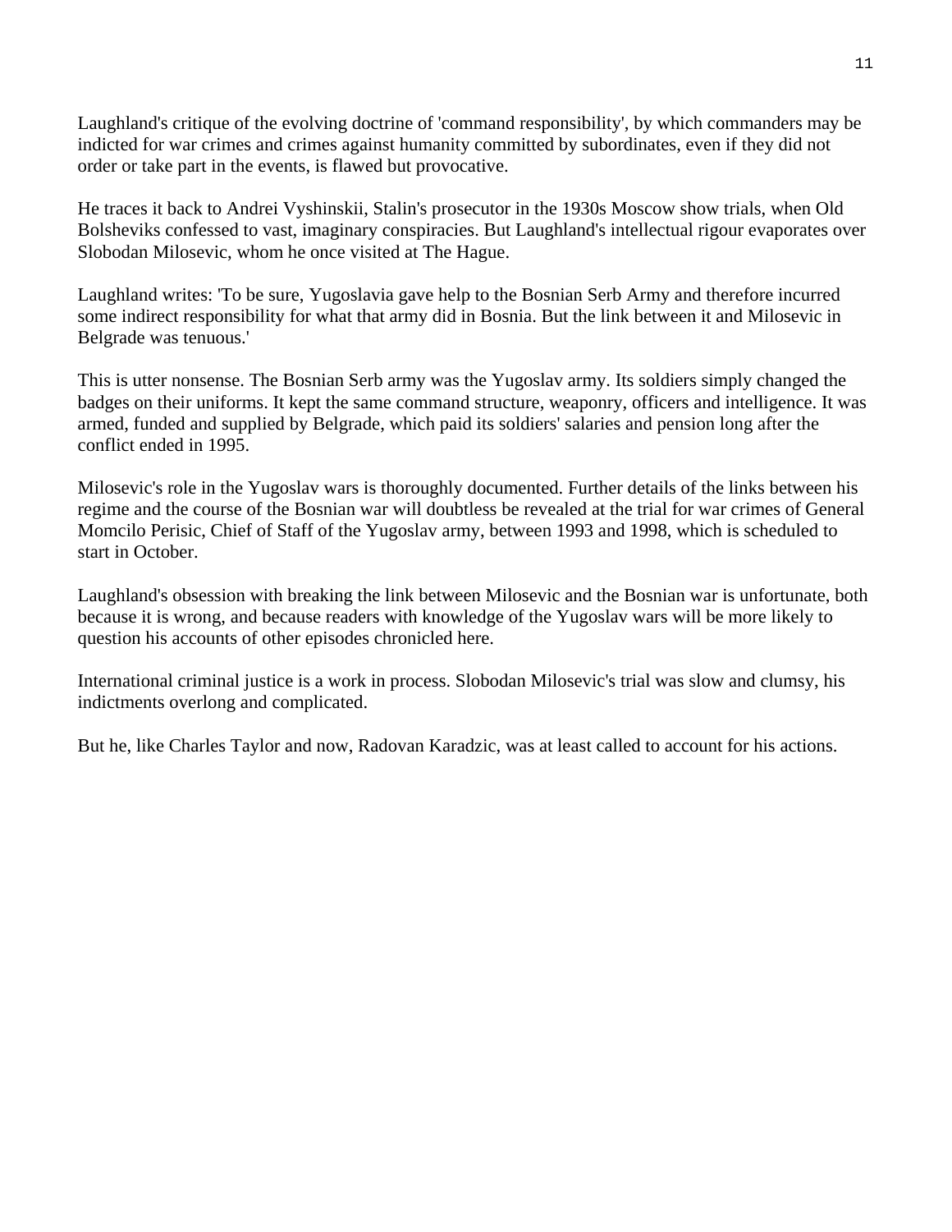Laughland's critique of the evolving doctrine of 'command responsibility', by which commanders may be indicted for war crimes and crimes against humanity committed by subordinates, even if they did not order or take part in the events, is flawed but provocative.

He traces it back to Andrei Vyshinskii, Stalin's prosecutor in the 1930s Moscow show trials, when Old Bolsheviks confessed to vast, imaginary conspiracies. But Laughland's intellectual rigour evaporates over Slobodan Milosevic, whom he once visited at The Hague.

Laughland writes: 'To be sure, Yugoslavia gave help to the Bosnian Serb Army and therefore incurred some indirect responsibility for what that army did in Bosnia. But the link between it and Milosevic in Belgrade was tenuous.'

This is utter nonsense. The Bosnian Serb army was the Yugoslav army. Its soldiers simply changed the badges on their uniforms. It kept the same command structure, weaponry, officers and intelligence. It was armed, funded and supplied by Belgrade, which paid its soldiers' salaries and pension long after the conflict ended in 1995.

Milosevic's role in the Yugoslav wars is thoroughly documented. Further details of the links between his regime and the course of the Bosnian war will doubtless be revealed at the trial for war crimes of General Momcilo Perisic, Chief of Staff of the Yugoslav army, between 1993 and 1998, which is scheduled to start in October.

Laughland's obsession with breaking the link between Milosevic and the Bosnian war is unfortunate, both because it is wrong, and because readers with knowledge of the Yugoslav wars will be more likely to question his accounts of other episodes chronicled here.

International criminal justice is a work in process. Slobodan Milosevic's trial was slow and clumsy, his indictments overlong and complicated.

But he, like Charles Taylor and now, Radovan Karadzic, was at least called to account for his actions.